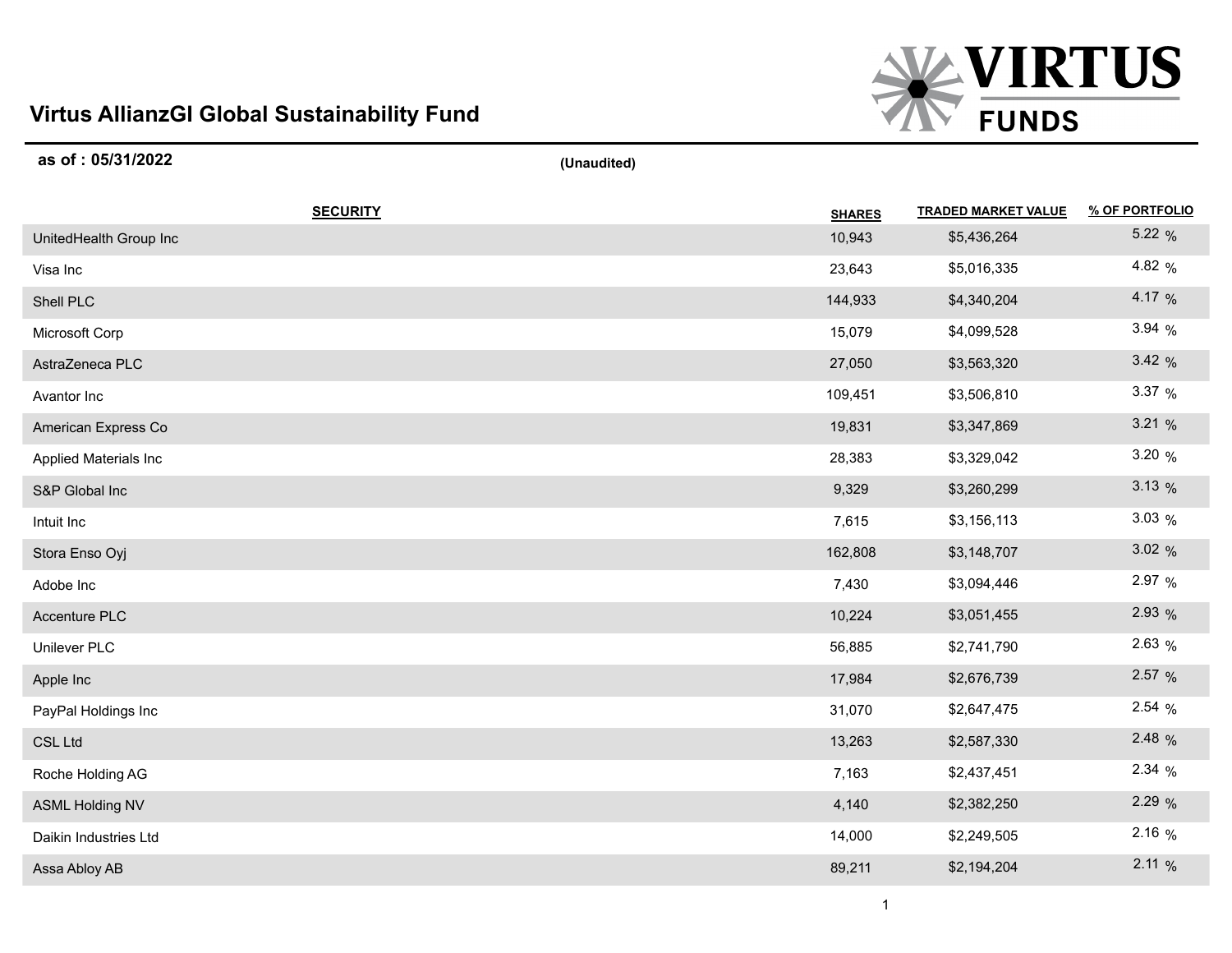# Virtus AllianzGI Global Sustainability Fund

**as of : 05/31/2022** **(Unaudited)**

| SECURITY | SHARES | TRADED MARKET VALUE | % OF PORTFOLIO |
|---|---|---|---|
| UnitedHealth Group Inc | 10,943 | $5,436,264 | 5.22 % |
| Visa Inc | 23,643 | $5,016,335 | 4.82 % |
| Shell PLC | 144,933 | $4,340,204 | 4.17 % |
| Microsoft Corp | 15,079 | $4,099,528 | 3.94 % |
| AstraZeneca PLC | 27,050 | $3,563,320 | 3.42 % |
| Avantor Inc | 109,451 | $3,506,810 | 3.37 % |
| American Express Co | 19,831 | $3,347,869 | 3.21 % |
| Applied Materials Inc | 28,383 | $3,329,042 | 3.20 % |
| S&P Global Inc | 9,329 | $3,260,299 | 3.13 % |
| Intuit Inc | 7,615 | $3,156,113 | 3.03 % |
| Stora Enso Oyj | 162,808 | $3,148,707 | 3.02 % |
| Adobe Inc | 7,430 | $3,094,446 | 2.97 % |
| Accenture PLC | 10,224 | $3,051,455 | 2.93 % |
| Unilever PLC | 56,885 | $2,741,790 | 2.63 % |
| Apple Inc | 17,984 | $2,676,739 | 2.57 % |
| PayPal Holdings Inc | 31,070 | $2,647,475 | 2.54 % |
| CSL Ltd | 13,263 | $2,587,330 | 2.48 % |
| Roche Holding AG | 7,163 | $2,437,451 | 2.34 % |
| ASML Holding NV | 4,140 | $2,382,250 | 2.29 % |
| Daikin Industries Ltd | 14,000 | $2,249,505 | 2.16 % |
| Assa Abloy AB | 89,211 | $2,194,204 | 2.11 % |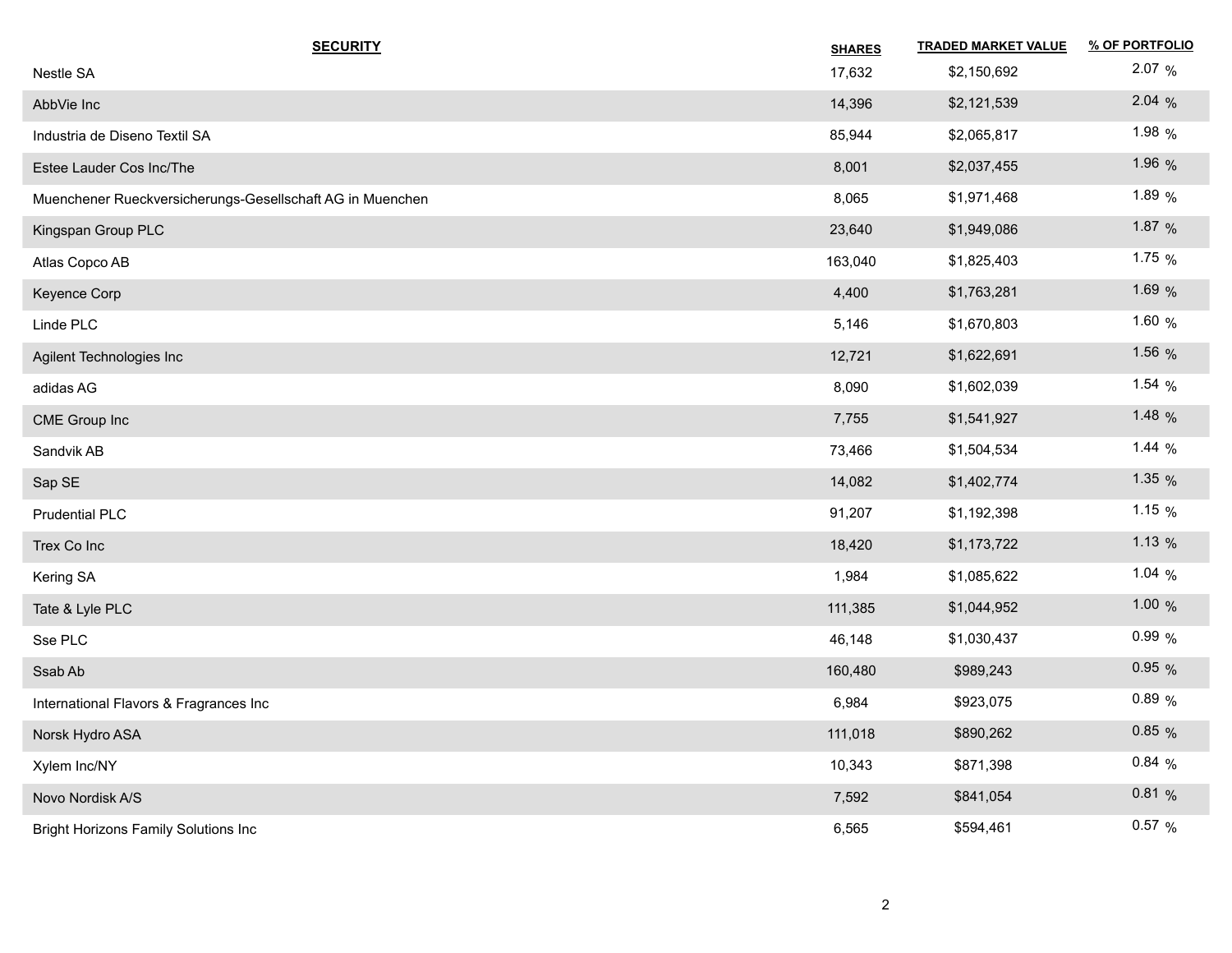| SECURITY | SHARES | TRADED MARKET VALUE | % OF PORTFOLIO |
|---|---|---|---|
| Nestle SA | 17,632 | $2,150,692 | 2.07 % |
| AbbVie Inc | 14,396 | $2,121,539 | 2.04 % |
| Industria de Diseno Textil SA | 85,944 | $2,065,817 | 1.98 % |
| Estee Lauder Cos Inc/The | 8,001 | $2,037,455 | 1.96 % |
| Muenchener Rueckversicherungs-Gesellschaft AG in Muenchen | 8,065 | $1,971,468 | 1.89 % |
| Kingspan Group PLC | 23,640 | $1,949,086 | 1.87 % |
| Atlas Copco AB | 163,040 | $1,825,403 | 1.75 % |
| Keyence Corp | 4,400 | $1,763,281 | 1.69 % |
| Linde PLC | 5,146 | $1,670,803 | 1.60 % |
| Agilent Technologies Inc | 12,721 | $1,622,691 | 1.56 % |
| adidas AG | 8,090 | $1,602,039 | 1.54 % |
| CME Group Inc | 7,755 | $1,541,927 | 1.48 % |
| Sandvik AB | 73,466 | $1,504,534 | 1.44 % |
| Sap SE | 14,082 | $1,402,774 | 1.35 % |
| Prudential PLC | 91,207 | $1,192,398 | 1.15 % |
| Trex Co Inc | 18,420 | $1,173,722 | 1.13 % |
| Kering SA | 1,984 | $1,085,622 | 1.04 % |
| Tate & Lyle PLC | 111,385 | $1,044,952 | 1.00 % |
| Sse PLC | 46,148 | $1,030,437 | 0.99 % |
| Ssab Ab | 160,480 | $989,243 | 0.95 % |
| International Flavors & Fragrances Inc | 6,984 | $923,075 | 0.89 % |
| Norsk Hydro ASA | 111,018 | $890,262 | 0.85 % |
| Xylem Inc/NY | 10,343 | $871,398 | 0.84 % |
| Novo Nordisk A/S | 7,592 | $841,054 | 0.81 % |
| Bright Horizons Family Solutions Inc | 6,565 | $594,461 | 0.57 % |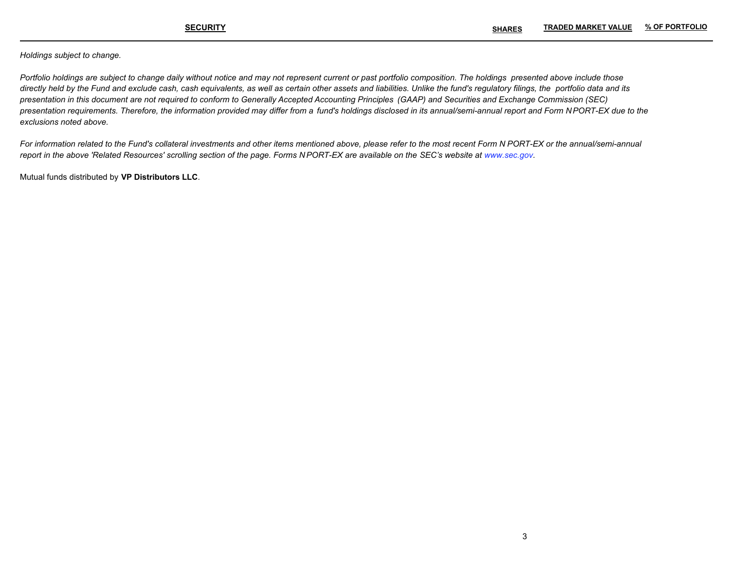| SECURITY | SHARES | TRADED MARKET VALUE | % OF PORTFOLIO |
|---|---|---|---|

*Holdings subject to change.*

*Portfolio holdings are subject to change daily without notice and may not represent current or past portfolio composition. The holdings presented above include those directly held by the Fund and exclude cash, cash equivalents, as well as certain other assets and liabilities. Unlike the fund's regulatory filings, the portfolio data and its presentation in this document are not required to conform to Generally Accepted Accounting Principles (GAAP) and Securities and Exchange Commission (SEC) presentation requirements. Therefore, the information provided may differ from a fund's holdings disclosed in its annual/semi-annual report and Form N PORT-EX due to the exclusions noted above.*

*For information related to the Fund's collateral investments and other items mentioned above, please refer to the most recent Form N PORT-EX or the annual/semi-annual report in the above 'Related Resources' scrolling section of the page. Forms N PORT-EX are available on the SEC's website at www.sec.gov.*

Mutual funds distributed by **VP Distributors LLC**.